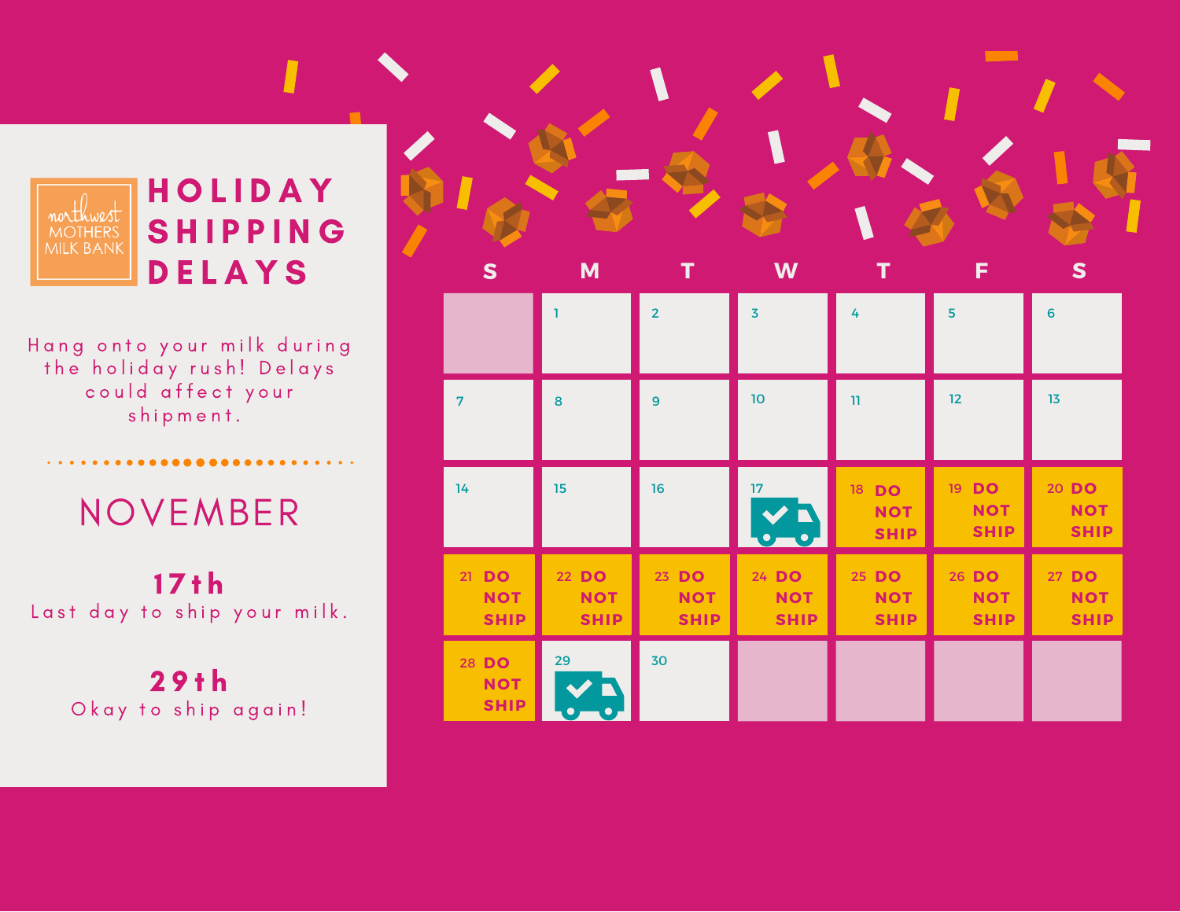northwest MOTHERS MILK BANK

# HOLIDAY SHIPPING DELAYS

Hang onto your milk during the holiday rush! Delays could affect your shipment.

## NOVEMBER

**17th**
Last day to ship your milk.

**29th**
Okay to ship again!

| S | M | T | W | T | F | S |
|---|---|---|---|---|---|---|
| | 1 | 2 | 3 | 4 | 5 | 6 |
| 7 | 8 | 9 | 10 | 11 | 12 | 13 |
| 14 | 15 | 16 | 17 | 18 DO NOT SHIP | 19 DO NOT SHIP | 20 DO NOT SHIP |
| 21 DO NOT SHIP | 22 DO NOT SHIP | 23 DO NOT SHIP | 24 DO NOT SHIP | 25 DO NOT SHIP | 26 DO NOT SHIP | 27 DO NOT SHIP |
| 28 DO NOT SHIP | 29 | 30 | | | | |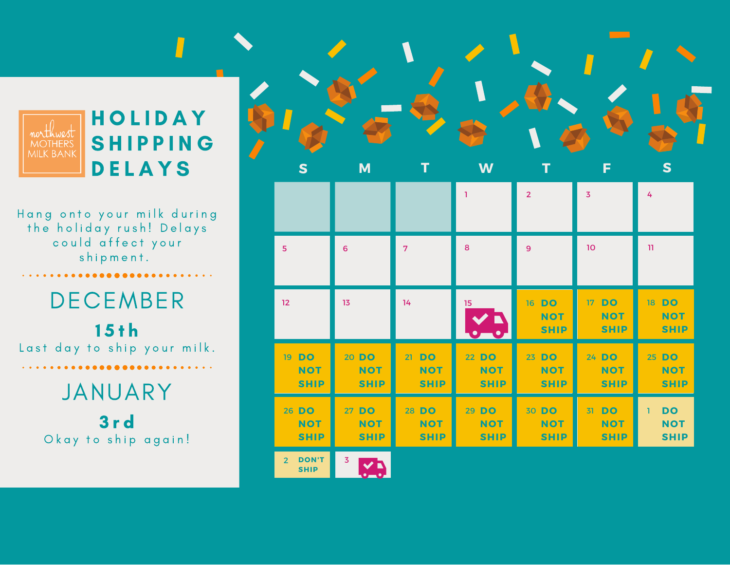northwest MOTHERS MILK BANK

# HOLIDAY SHIPPING DELAYS

Hang onto your milk during the holiday rush! Delays could affect your shipment.

## DECEMBER

**15th**

Last day to ship your milk.

## JANUARY

**3rd**

Okay to ship again!

| S | M | T | W | T | F | S |
|---|---|---|---|---|---|---|
| | | | 1 | 2 | 3 | 4 |
| 5 | 6 | 7 | 8 | 9 | 10 | 11 |
| 12 | 13 | 14 | 15 | 16 DO NOT SHIP | 17 DO NOT SHIP | 18 DO NOT SHIP |
| 19 DO NOT SHIP | 20 DO NOT SHIP | 21 DO NOT SHIP | 22 DO NOT SHIP | 23 DO NOT SHIP | 24 DO NOT SHIP | 25 DO NOT SHIP |
| 26 DO NOT SHIP | 27 DO NOT SHIP | 28 DO NOT SHIP | 29 DO NOT SHIP | 30 DO NOT SHIP | 31 DO NOT SHIP | 1 DO NOT SHIP |
| 2 DON'T SHIP | 3 | | | | | |